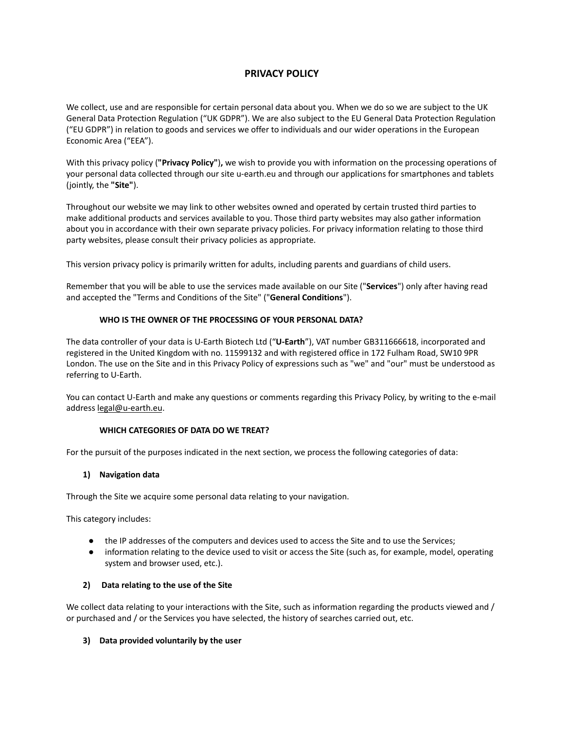# PRIVACY POLICY

We collect, use and are responsible for certain personal data about you. When we do so we are subject to the UK General Data Protection Regulation (“UK GDPR”). We are also subject to the EU General Data Protection Regulation (“EU GDPR”) in relation to goods and services we offer to individuals and our wider operations in the European Economic Area (“EEA”).

With this privacy policy (**"Privacy Policy"**)**,** we wish to provide you with information on the processing operations of your personal data collected through our site u-earth.eu and through our applications for smartphones and tablets (jointly, the **"Site"**).

Throughout our website we may link to other websites owned and operated by certain trusted third parties to make additional products and services available to you. Those third party websites may also gather information about you in accordance with their own separate privacy policies. For privacy information relating to those third party websites, please consult their privacy policies as appropriate.

This version privacy policy is primarily written for adults, including parents and guardians of child users.

Remember that you will be able to use the services made available on our Site ("**Services**") only after having read and accepted the "Terms and Conditions of the Site" ("**General Conditions**").

## WHO IS THE OWNER OF THE PROCESSING OF YOUR PERSONAL DATA?

The data controller of your data is U-Earth Biotech Ltd (“**U-Earth**”), VAT number GB311666618, incorporated and registered in the United Kingdom with no. 11599132 and with registered office in 172 Fulham Road, SW10 9PR London. The use on the Site and in this Privacy Policy of expressions such as "we" and "our" must be understood as referring to U-Earth.

You can contact U-Earth and make any questions or comments regarding this Privacy Policy, by writing to the e-mail address legal@u-earth.eu.

## WHICH CATEGORIES OF DATA DO WE TREAT?

For the pursuit of the purposes indicated in the next section, we process the following categories of data:

### 1) Navigation data

Through the Site we acquire some personal data relating to your navigation.

This category includes:

- the IP addresses of the computers and devices used to access the Site and to use the Services;
- information relating to the device used to visit or access the Site (such as, for example, model, operating system and browser used, etc.).

### 2) Data relating to the use of the Site

We collect data relating to your interactions with the Site, such as information regarding the products viewed and / or purchased and / or the Services you have selected, the history of searches carried out, etc.

### 3) Data provided voluntarily by the user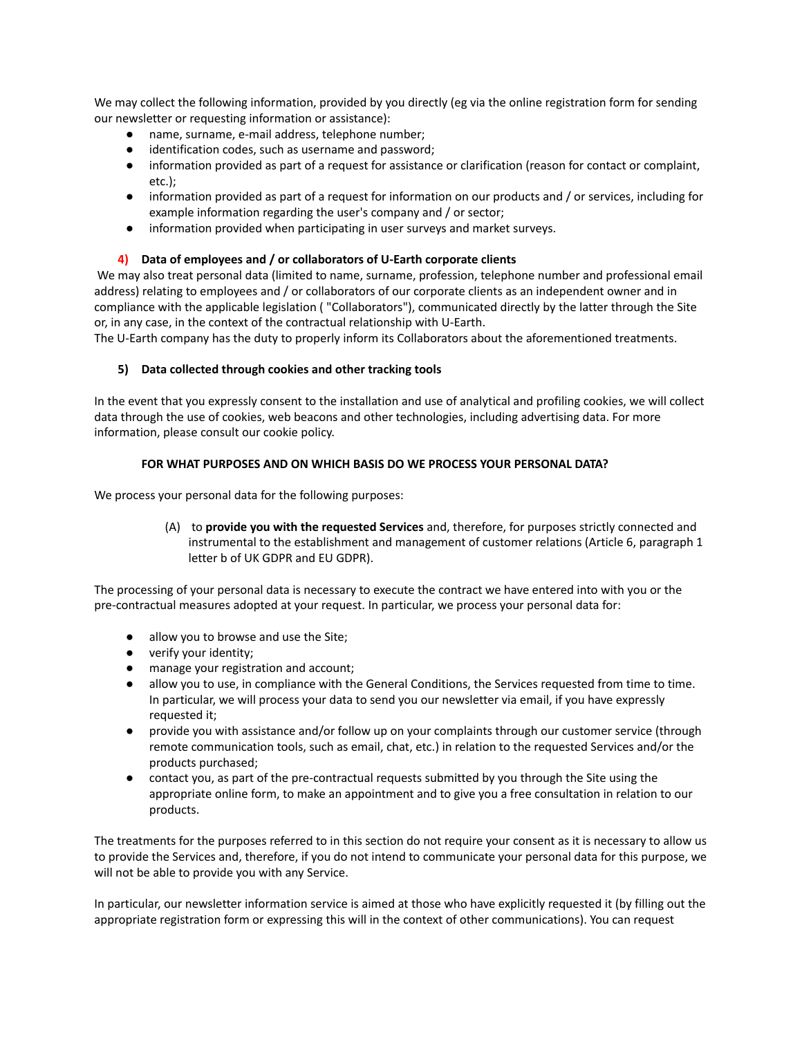We may collect the following information, provided by you directly (eg via the online registration form for sending our newsletter or requesting information or assistance):

- name, surname, e-mail address, telephone number;
- identification codes, such as username and password;
- information provided as part of a request for assistance or clarification (reason for contact or complaint, etc.);
- information provided as part of a request for information on our products and / or services, including for example information regarding the user's company and / or sector;
- information provided when participating in user surveys and market surveys.

### 4) Data of employees and / or collaborators of U-Earth corporate clients

We may also treat personal data (limited to name, surname, profession, telephone number and professional email address) relating to employees and / or collaborators of our corporate clients as an independent owner and in compliance with the applicable legislation ( "Collaborators"), communicated directly by the latter through the Site or, in any case, in the context of the contractual relationship with U-Earth.
The U-Earth company has the duty to properly inform its Collaborators about the aforementioned treatments.

### 5) Data collected through cookies and other tracking tools

In the event that you expressly consent to the installation and use of analytical and profiling cookies, we will collect data through the use of cookies, web beacons and other technologies, including advertising data. For more information, please consult our cookie policy.

## FOR WHAT PURPOSES AND ON WHICH BASIS DO WE PROCESS YOUR PERSONAL DATA?

We process your personal data for the following purposes:

(A) to **provide you with the requested Services** and, therefore, for purposes strictly connected and instrumental to the establishment and management of customer relations (Article 6, paragraph 1 letter b of UK GDPR and EU GDPR).

The processing of your personal data is necessary to execute the contract we have entered into with you or the pre-contractual measures adopted at your request. In particular, we process your personal data for:

- allow you to browse and use the Site;
- verify your identity;
- manage your registration and account;
- allow you to use, in compliance with the General Conditions, the Services requested from time to time. In particular, we will process your data to send you our newsletter via email, if you have expressly requested it;
- provide you with assistance and/or follow up on your complaints through our customer service (through remote communication tools, such as email, chat, etc.) in relation to the requested Services and/or the products purchased;
- contact you, as part of the pre-contractual requests submitted by you through the Site using the appropriate online form, to make an appointment and to give you a free consultation in relation to our products.

The treatments for the purposes referred to in this section do not require your consent as it is necessary to allow us to provide the Services and, therefore, if you do not intend to communicate your personal data for this purpose, we will not be able to provide you with any Service.

In particular, our newsletter information service is aimed at those who have explicitly requested it (by filling out the appropriate registration form or expressing this will in the context of other communications). You can request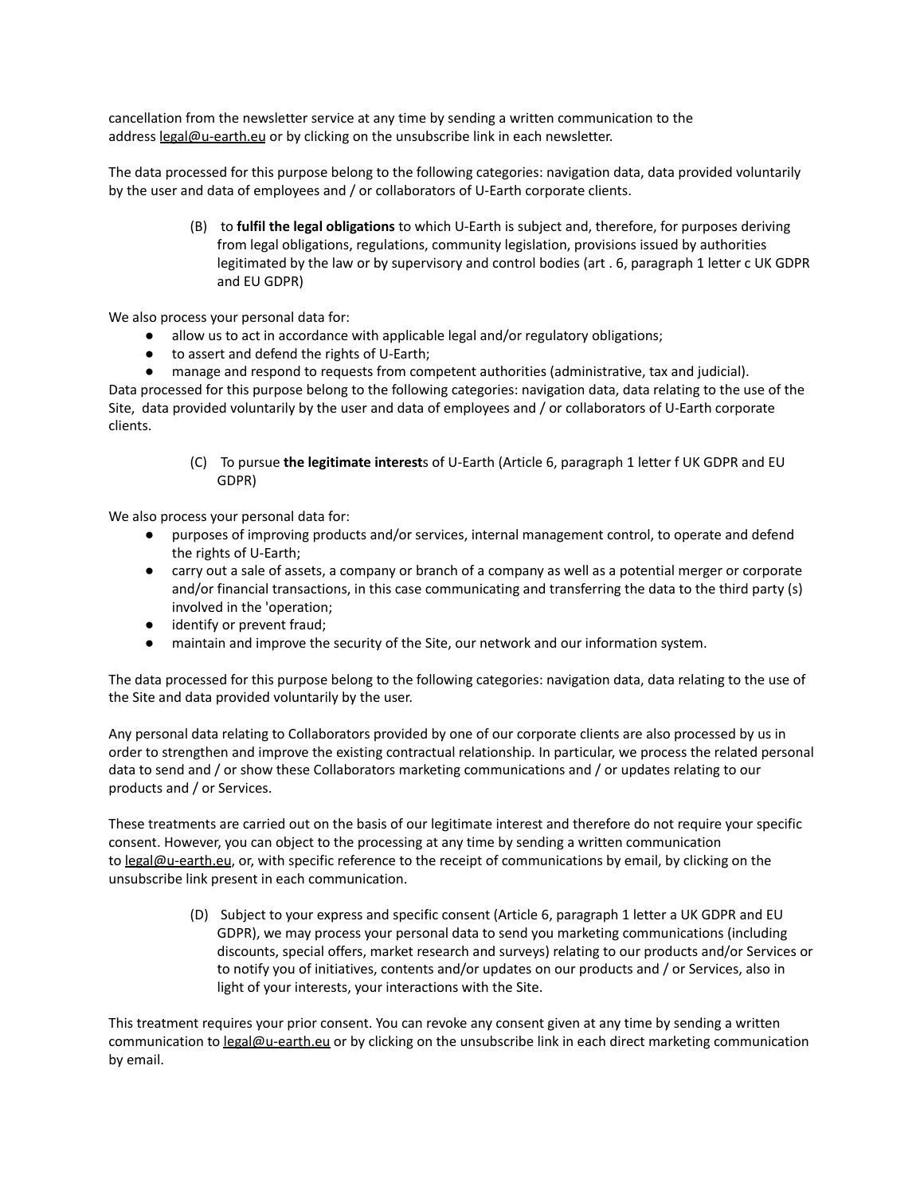cancellation from the newsletter service at any time by sending a written communication to the address legal@u-earth.eu or by clicking on the unsubscribe link in each newsletter.

The data processed for this purpose belong to the following categories: navigation data, data provided voluntarily by the user and data of employees and / or collaborators of U-Earth corporate clients.

(B) to **fulfil the legal obligations** to which U-Earth is subject and, therefore, for purposes deriving from legal obligations, regulations, community legislation, provisions issued by authorities legitimated by the law or by supervisory and control bodies (art . 6, paragraph 1 letter c UK GDPR and EU GDPR)

We also process your personal data for:

- allow us to act in accordance with applicable legal and/or regulatory obligations;
- to assert and defend the rights of U-Earth;
- manage and respond to requests from competent authorities (administrative, tax and judicial).

Data processed for this purpose belong to the following categories: navigation data, data relating to the use of the Site, data provided voluntarily by the user and data of employees and / or collaborators of U-Earth corporate clients.

(C) To pursue **the legitimate interest**s of U-Earth (Article 6, paragraph 1 letter f UK GDPR and EU GDPR)

We also process your personal data for:

- purposes of improving products and/or services, internal management control, to operate and defend the rights of U-Earth;
- carry out a sale of assets, a company or branch of a company as well as a potential merger or corporate and/or financial transactions, in this case communicating and transferring the data to the third party (s) involved in the 'operation;
- identify or prevent fraud;
- maintain and improve the security of the Site, our network and our information system.

The data processed for this purpose belong to the following categories: navigation data, data relating to the use of the Site and data provided voluntarily by the user.

Any personal data relating to Collaborators provided by one of our corporate clients are also processed by us in order to strengthen and improve the existing contractual relationship. In particular, we process the related personal data to send and / or show these Collaborators marketing communications and / or updates relating to our products and / or Services.

These treatments are carried out on the basis of our legitimate interest and therefore do not require your specific consent. However, you can object to the processing at any time by sending a written communication to legal@u-earth.eu, or, with specific reference to the receipt of communications by email, by clicking on the unsubscribe link present in each communication.

(D) Subject to your express and specific consent (Article 6, paragraph 1 letter a UK GDPR and EU GDPR), we may process your personal data to send you marketing communications (including discounts, special offers, market research and surveys) relating to our products and/or Services or to notify you of initiatives, contents and/or updates on our products and / or Services, also in light of your interests, your interactions with the Site.

This treatment requires your prior consent. You can revoke any consent given at any time by sending a written communication to legal@u-earth.eu or by clicking on the unsubscribe link in each direct marketing communication by email.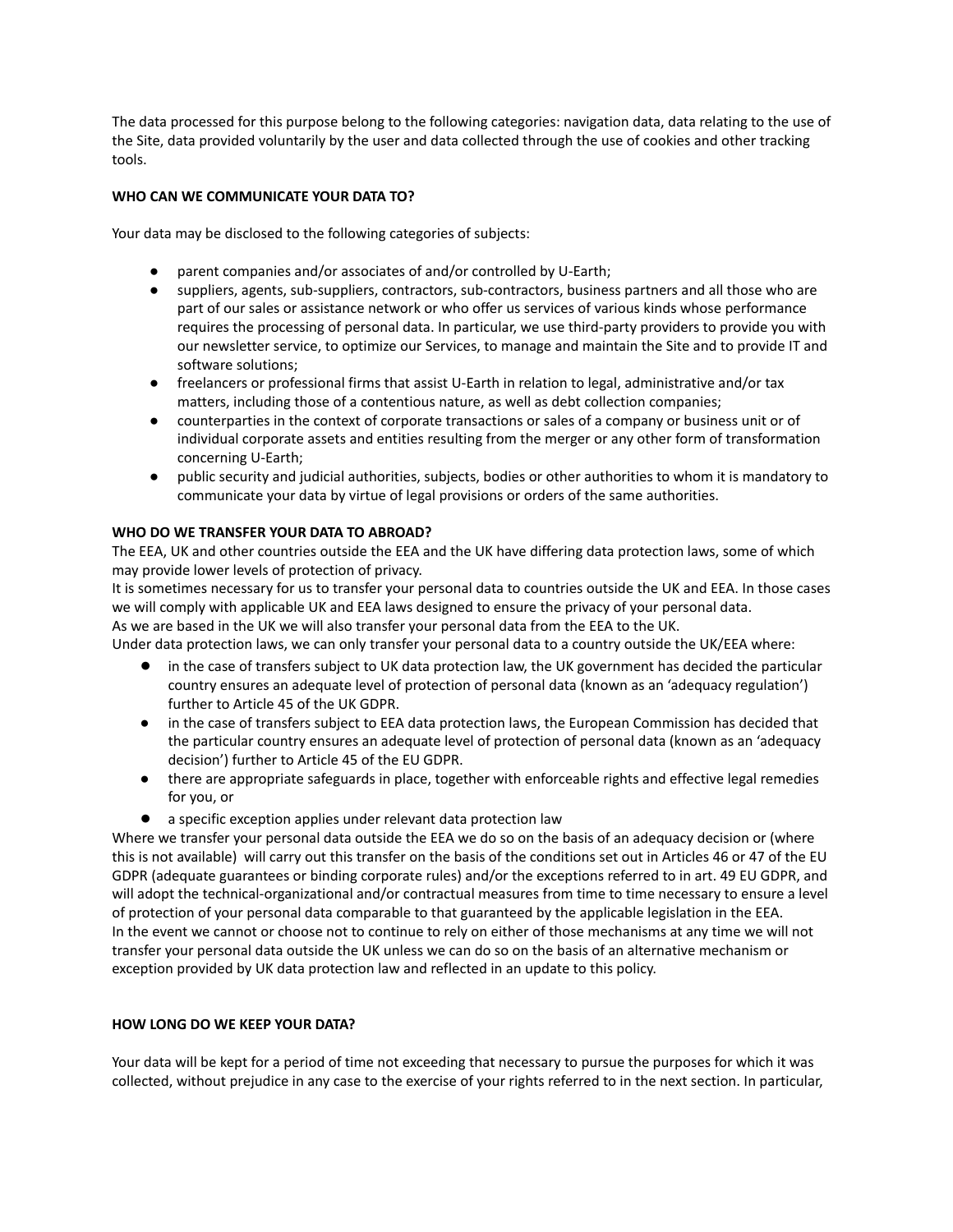The data processed for this purpose belong to the following categories: navigation data, data relating to the use of the Site, data provided voluntarily by the user and data collected through the use of cookies and other tracking tools.

**WHO CAN WE COMMUNICATE YOUR DATA TO?**

Your data may be disclosed to the following categories of subjects:

- parent companies and/or associates of and/or controlled by U-Earth;
- suppliers, agents, sub-suppliers, contractors, sub-contractors, business partners and all those who are part of our sales or assistance network or who offer us services of various kinds whose performance requires the processing of personal data. In particular, we use third-party providers to provide you with our newsletter service, to optimize our Services, to manage and maintain the Site and to provide IT and software solutions;
- freelancers or professional firms that assist U-Earth in relation to legal, administrative and/or tax matters, including those of a contentious nature, as well as debt collection companies;
- counterparties in the context of corporate transactions or sales of a company or business unit or of individual corporate assets and entities resulting from the merger or any other form of transformation concerning U-Earth;
- public security and judicial authorities, subjects, bodies or other authorities to whom it is mandatory to communicate your data by virtue of legal provisions or orders of the same authorities.

**WHO DO WE TRANSFER YOUR DATA TO ABROAD?**

The EEA, UK and other countries outside the EEA and the UK have differing data protection laws, some of which may provide lower levels of protection of privacy.
It is sometimes necessary for us to transfer your personal data to countries outside the UK and EEA. In those cases we will comply with applicable UK and EEA laws designed to ensure the privacy of your personal data.
As we are based in the UK we will also transfer your personal data from the EEA to the UK.
Under data protection laws, we can only transfer your personal data to a country outside the UK/EEA where:

- in the case of transfers subject to UK data protection law, the UK government has decided the particular country ensures an adequate level of protection of personal data (known as an 'adequacy regulation') further to Article 45 of the UK GDPR.
- in the case of transfers subject to EEA data protection laws, the European Commission has decided that the particular country ensures an adequate level of protection of personal data (known as an 'adequacy decision') further to Article 45 of the EU GDPR.
- there are appropriate safeguards in place, together with enforceable rights and effective legal remedies for you, or
- a specific exception applies under relevant data protection law

Where we transfer your personal data outside the EEA we do so on the basis of an adequacy decision or (where this is not available) will carry out this transfer on the basis of the conditions set out in Articles 46 or 47 of the EU GDPR (adequate guarantees or binding corporate rules) and/or the exceptions referred to in art. 49 EU GDPR, and will adopt the technical-organizational and/or contractual measures from time to time necessary to ensure a level of protection of your personal data comparable to that guaranteed by the applicable legislation in the EEA.
In the event we cannot or choose not to continue to rely on either of those mechanisms at any time we will not transfer your personal data outside the UK unless we can do so on the basis of an alternative mechanism or exception provided by UK data protection law and reflected in an update to this policy.

**HOW LONG DO WE KEEP YOUR DATA?**

Your data will be kept for a period of time not exceeding that necessary to pursue the purposes for which it was collected, without prejudice in any case to the exercise of your rights referred to in the next section. In particular,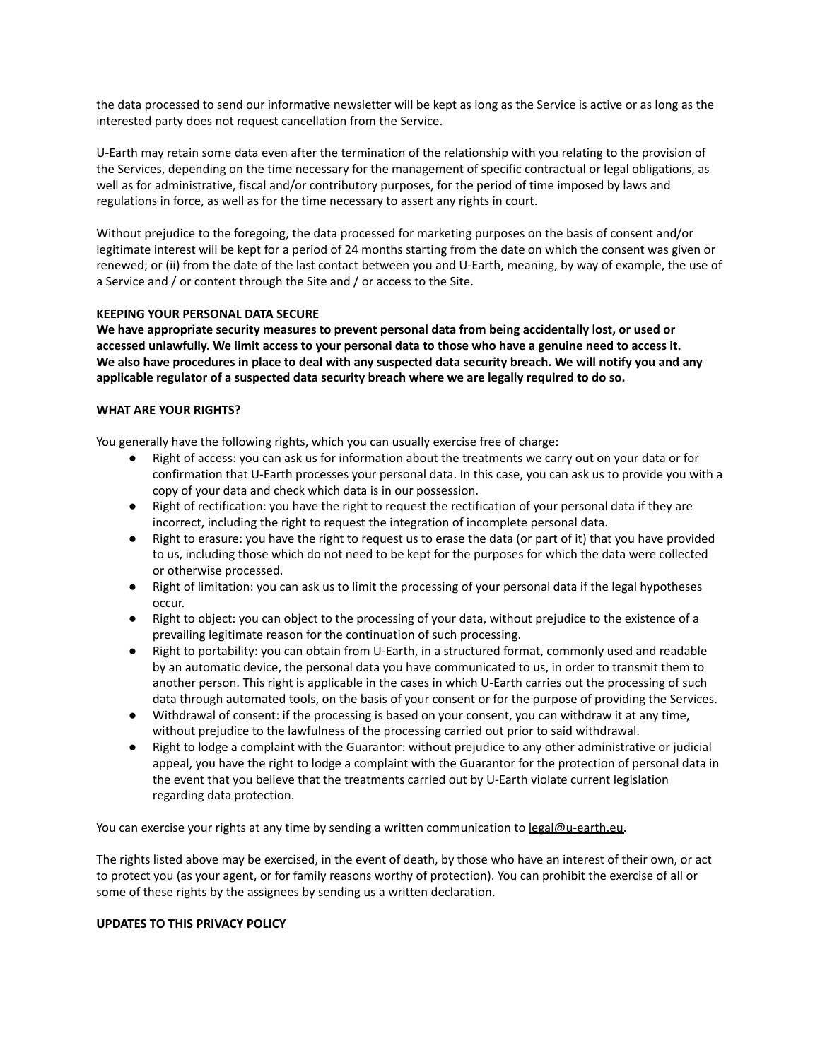the data processed to send our informative newsletter will be kept as long as the Service is active or as long as the interested party does not request cancellation from the Service.

U-Earth may retain some data even after the termination of the relationship with you relating to the provision of the Services, depending on the time necessary for the management of specific contractual or legal obligations, as well as for administrative, fiscal and/or contributory purposes, for the period of time imposed by laws and regulations in force, as well as for the time necessary to assert any rights in court.

Without prejudice to the foregoing, the data processed for marketing purposes on the basis of consent and/or legitimate interest will be kept for a period of 24 months starting from the date on which the consent was given or renewed; or (ii) from the date of the last contact between you and U-Earth, meaning, by way of example, the use of a Service and / or content through the Site and / or access to the Site.

**KEEPING YOUR PERSONAL DATA SECURE**

**We have appropriate security measures to prevent personal data from being accidentally lost, or used or accessed unlawfully. We limit access to your personal data to those who have a genuine need to access it. We also have procedures in place to deal with any suspected data security breach. We will notify you and any applicable regulator of a suspected data security breach where we are legally required to do so.**

**WHAT ARE YOUR RIGHTS?**

You generally have the following rights, which you can usually exercise free of charge:

- Right of access: you can ask us for information about the treatments we carry out on your data or for confirmation that U-Earth processes your personal data. In this case, you can ask us to provide you with a copy of your data and check which data is in our possession.
- Right of rectification: you have the right to request the rectification of your personal data if they are incorrect, including the right to request the integration of incomplete personal data.
- Right to erasure: you have the right to request us to erase the data (or part of it) that you have provided to us, including those which do not need to be kept for the purposes for which the data were collected or otherwise processed.
- Right of limitation: you can ask us to limit the processing of your personal data if the legal hypotheses occur.
- Right to object: you can object to the processing of your data, without prejudice to the existence of a prevailing legitimate reason for the continuation of such processing.
- Right to portability: you can obtain from U-Earth, in a structured format, commonly used and readable by an automatic device, the personal data you have communicated to us, in order to transmit them to another person. This right is applicable in the cases in which U-Earth carries out the processing of such data through automated tools, on the basis of your consent or for the purpose of providing the Services.
- Withdrawal of consent: if the processing is based on your consent, you can withdraw it at any time, without prejudice to the lawfulness of the processing carried out prior to said withdrawal.
- Right to lodge a complaint with the Guarantor: without prejudice to any other administrative or judicial appeal, you have the right to lodge a complaint with the Guarantor for the protection of personal data in the event that you believe that the treatments carried out by U-Earth violate current legislation regarding data protection.

You can exercise your rights at any time by sending a written communication to legal@u-earth.eu.

The rights listed above may be exercised, in the event of death, by those who have an interest of their own, or act to protect you (as your agent, or for family reasons worthy of protection). You can prohibit the exercise of all or some of these rights by the assignees by sending us a written declaration.

**UPDATES TO THIS PRIVACY POLICY**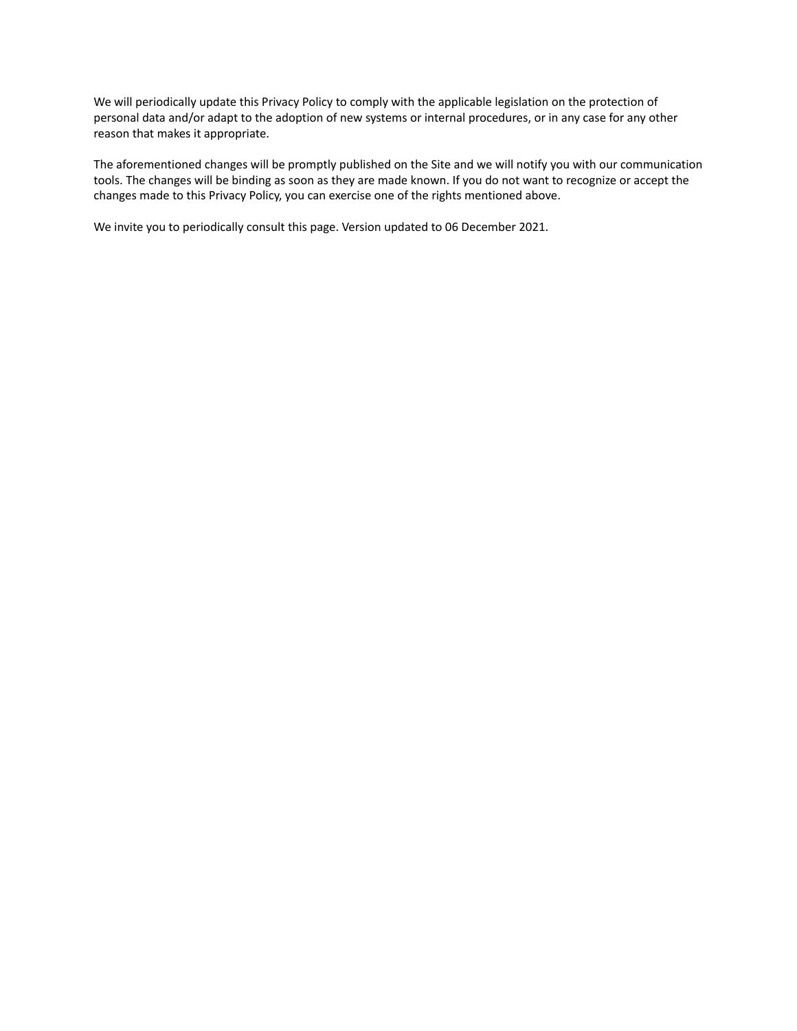We will periodically update this Privacy Policy to comply with the applicable legislation on the protection of personal data and/or adapt to the adoption of new systems or internal procedures, or in any case for any other reason that makes it appropriate.

The aforementioned changes will be promptly published on the Site and we will notify you with our communication tools. The changes will be binding as soon as they are made known. If you do not want to recognize or accept the changes made to this Privacy Policy, you can exercise one of the rights mentioned above.

We invite you to periodically consult this page. Version updated to 06 December 2021.